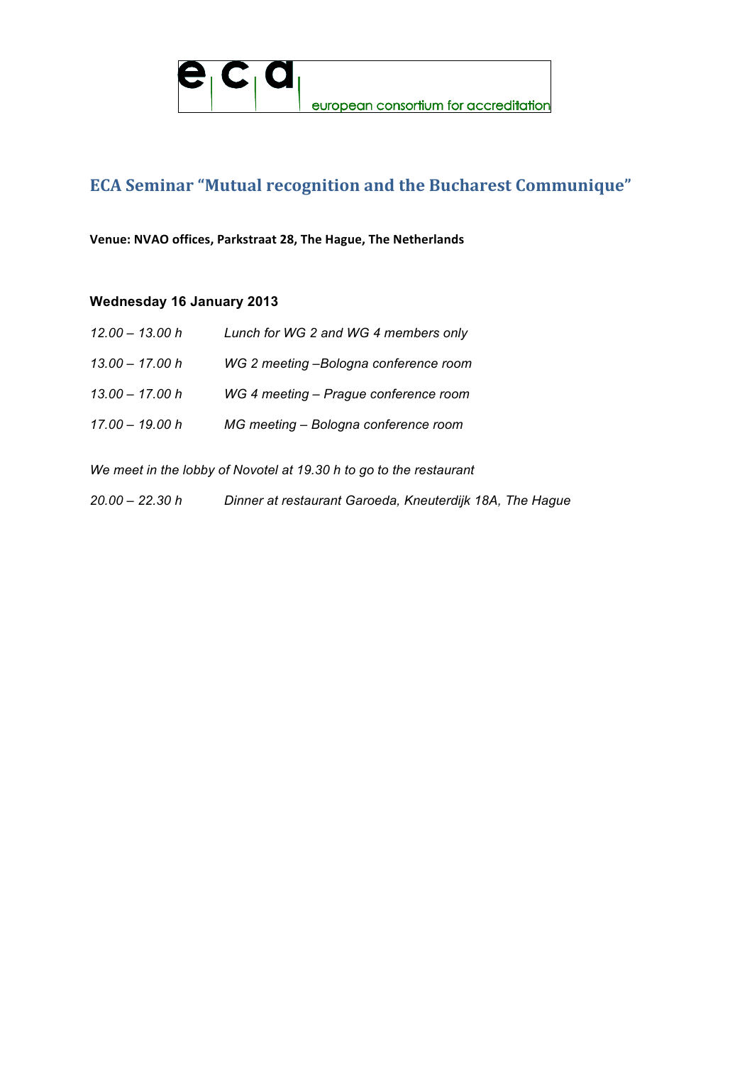eca european consortium for accreditation

# ECA Seminar "Mutual recognition and the Bucharest Communique"

**Venue: NVAO offices, Parkstraat 28, The Hague, The Netherlands**

**Wednesday 16 January 2013**

| | |
|---|---|
| *12.00 – 13.00 h* | *Lunch for WG 2 and WG 4 members only* |
| *13.00 – 17.00 h* | *WG 2 meeting –Bologna conference room* |
| *13.00 – 17.00 h* | *WG 4 meeting – Prague conference room* |
| *17.00 – 19.00 h* | *MG meeting – Bologna conference room* |

*We meet in the lobby of Novotel at 19.30 h to go to the restaurant*

| | |
|---|---|
| *20.00 – 22.30 h* | *Dinner at restaurant Garoeda, Kneuterdijk 18A, The Hague* |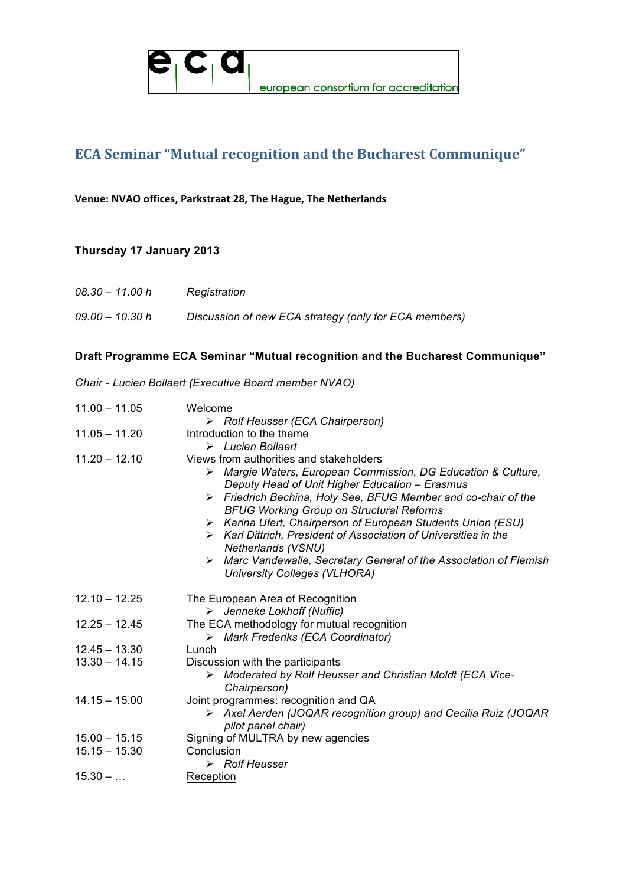ecа european consortium for accreditation

# ECA Seminar "Mutual recognition and the Bucharest Communique"

**Venue: NVAO offices, Parkstraat 28, The Hague, The Netherlands**

**Thursday 17 January 2013**

| | |
|---|---|
| *08.30 – 11.00 h* | *Registration* |
| *09.00 – 10.30 h* | *Discussion of new ECA strategy (only for ECA members)* |

## Draft Programme ECA Seminar "Mutual recognition and the Bucharest Communique"

*Chair - Lucien Bollaert (Executive Board member NVAO)*

| | |
|---|---|
| 11.00 – 11.05 | Welcome<br>➢ *Rolf Heusser (ECA Chairperson)* |
| 11.05 – 11.20 | Introduction to the theme<br>➢ *Lucien Bollaert* |
| 11.20 – 12.10 | Views from authorities and stakeholders<br>➢ *Margie Waters, European Commission, DG Education & Culture, Deputy Head of Unit Higher Education – Erasmus*<br>➢ *Friedrich Bechina, Holy See, BFUG Member and co-chair of the BFUG Working Group on Structural Reforms*<br>➢ *Karina Ufert, Chairperson of European Students Union (ESU)*<br>➢ *Karl Dittrich, President of Association of Universities in the Netherlands (VSNU)*<br>➢ *Marc Vandewalle, Secretary General of the Association of Flemish University Colleges (VLHORA)* |
| 12.10 – 12.25 | The European Area of Recognition<br>➢ *Jenneke Lokhoff (Nuffic)* |
| 12.25 – 12.45 | The ECA methodology for mutual recognition<br>➢ *Mark Frederiks (ECA Coordinator)* |
| 12.45 – 13.30 | Lunch |
| 13.30 – 14.15 | Discussion with the participants<br>➢ *Moderated by Rolf Heusser and Christian Moldt (ECA Vice-Chairperson)* |
| 14.15 – 15.00 | Joint programmes: recognition and QA<br>➢ *Axel Aerden (JOQAR recognition group) and Cecilia Ruiz (JOQAR pilot panel chair)* |
| 15.00 – 15.15 | Signing of MULTRA by new agencies |
| 15.15 – 15.30 | Conclusion<br>➢ *Rolf Heusser* |
| 15.30 – … | Reception |